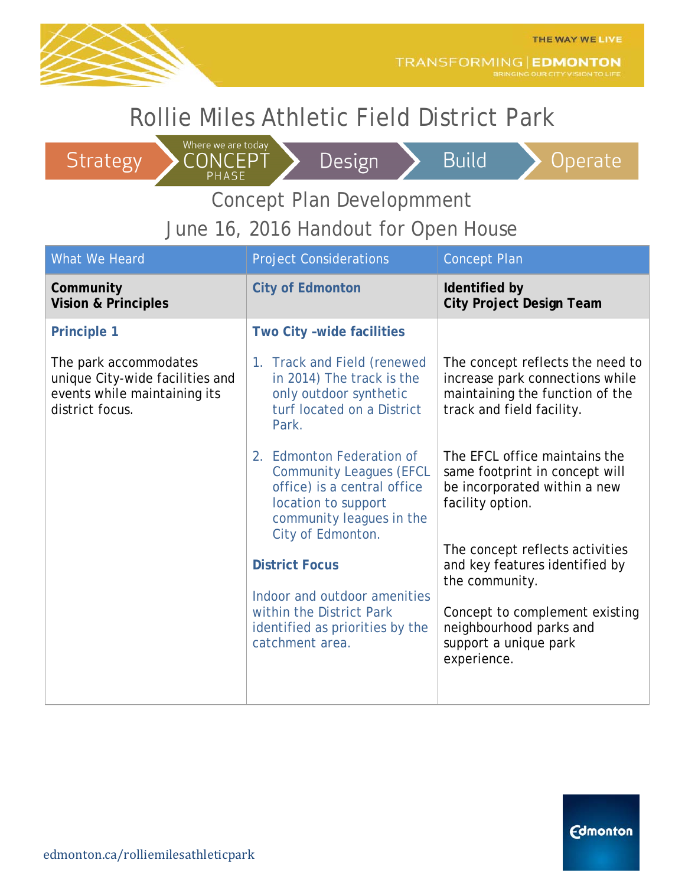THE WAY WE LIVE

TRANSFORMING | EDMONTON
BRINGING OUR CITY VISION TO LIFE

# Rollie Miles Athletic Field District Park

Strategy > Where we are today CONCEPT PHASE > Design > Build > Operate

## Concept Plan Developmment

## June 16, 2016 Handout for Open House

| What We Heard | Project Considerations | Concept Plan |
|---|---|---|
| **Community Vision & Principles** | **City of Edmonton** | **Identified by City Project Design Team** |
| **Principle 1**<br><br>The park accommodates unique City-wide facilities and events while maintaining its district focus. | **Two City -wide facilities**<br><br>1. Track and Field (renewed in 2014) The track is the only outdoor synthetic turf located on a District Park.<br><br>2. Edmonton Federation of Community Leagues (EFCL office) is a central office location to support community leagues in the City of Edmonton.<br><br>**District Focus**<br><br>Indoor and outdoor amenities within the District Park identified as priorities by the catchment area. | The concept reflects the need to increase park connections while maintaining the function of the track and field facility.<br><br>The EFCL office maintains the same footprint in concept will be incorporated within a new facility option.<br><br>The concept reflects activities and key features identified by the community.<br><br>Concept to complement existing neighbourhood parks and support a unique park experience. |

edmonton.ca/rolliemilesathleticpark

Edmonton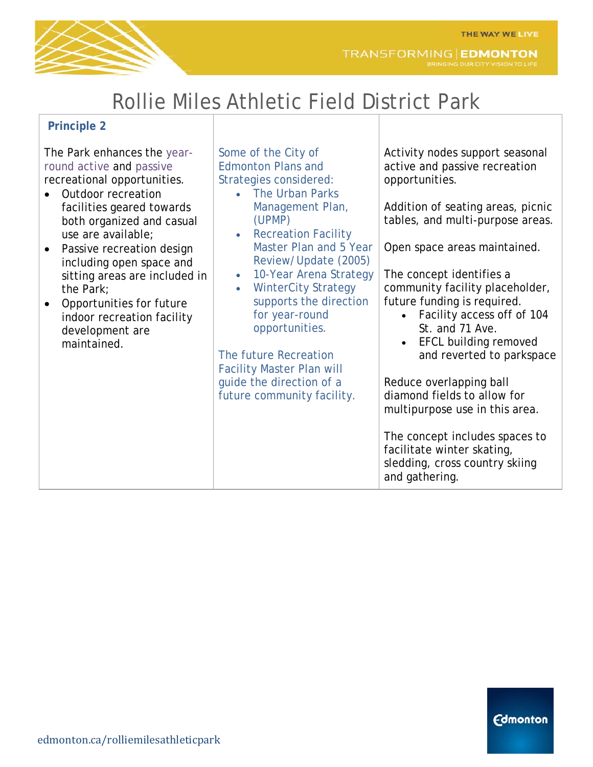# Rollie Miles Athletic Field District Park

| **Principle 2** | | |
|---|---|---|
| The Park enhances the year-round active and passive recreational opportunities.<br>• Outdoor recreation facilities geared towards both organized and casual use are available;<br>• Passive recreation design including open space and sitting areas are included in the Park;<br>• Opportunities for future indoor recreation facility development are maintained. | Some of the City of Edmonton Plans and Strategies considered:<br>• The Urban Parks Management Plan, (UPMP)<br>• Recreation Facility Master Plan and 5 Year Review/Update (2005)<br>• 10-Year Arena Strategy<br>• WinterCity Strategy supports the direction for year-round opportunities.<br><br>The future Recreation Facility Master Plan will guide the direction of a future community facility. | Activity nodes support seasonal active and passive recreation opportunities.<br><br>Addition of seating areas, picnic tables, and multi-purpose areas.<br><br>Open space areas maintained.<br><br>The concept identifies a community facility placeholder, future funding is required.<br>• Facility access off of 104 St. and 71 Ave.<br>• EFCL building removed and reverted to parkspace<br><br>Reduce overlapping ball diamond fields to allow for multipurpose use in this area.<br><br>The concept includes spaces to facilitate winter skating, sledding, cross country skiing and gathering. |

edmonton.ca/rolliemilesathleticpark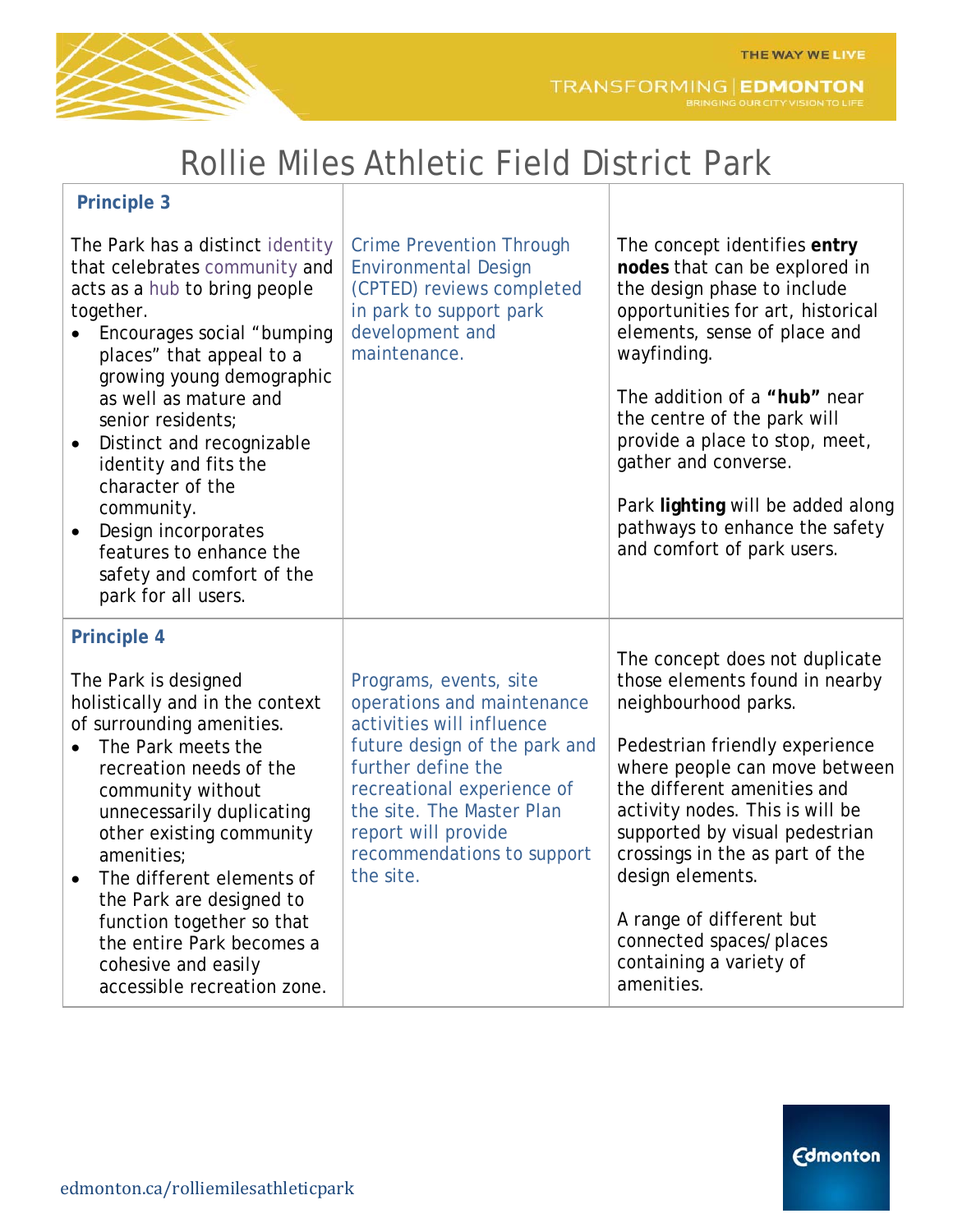# Rollie Miles Athletic Field District Park

| | | |
|---|---|---|
| **Principle 3**<br><br>The Park has a distinct identity that celebrates community and acts as a hub to bring people together.<br>• Encourages social "bumping places" that appeal to a growing young demographic as well as mature and senior residents;<br>• Distinct and recognizable identity and fits the character of the community.<br>• Design incorporates features to enhance the safety and comfort of the park for all users. | Crime Prevention Through Environmental Design (CPTED) reviews completed in park to support park development and maintenance. | The concept identifies **entry nodes** that can be explored in the design phase to include opportunities for art, historical elements, sense of place and wayfinding.<br><br>The addition of a **"hub"** near the centre of the park will provide a place to stop, meet, gather and converse.<br><br>Park **lighting** will be added along pathways to enhance the safety and comfort of park users. |
| **Principle 4**<br><br>The Park is designed holistically and in the context of surrounding amenities.<br>• The Park meets the recreation needs of the community without unnecessarily duplicating other existing community amenities;<br>• The different elements of the Park are designed to function together so that the entire Park becomes a cohesive and easily accessible recreation zone. | Programs, events, site operations and maintenance activities will influence future design of the park and further define the recreational experience of the site. The Master Plan report will provide recommendations to support the site. | The concept does not duplicate those elements found in nearby neighbourhood parks.<br><br>Pedestrian friendly experience where people can move between the different amenities and activity nodes. This is will be supported by visual pedestrian crossings in the as part of the design elements.<br><br>A range of different but connected spaces/places containing a variety of amenities. |

edmonton.ca/rolliemilesathleticpark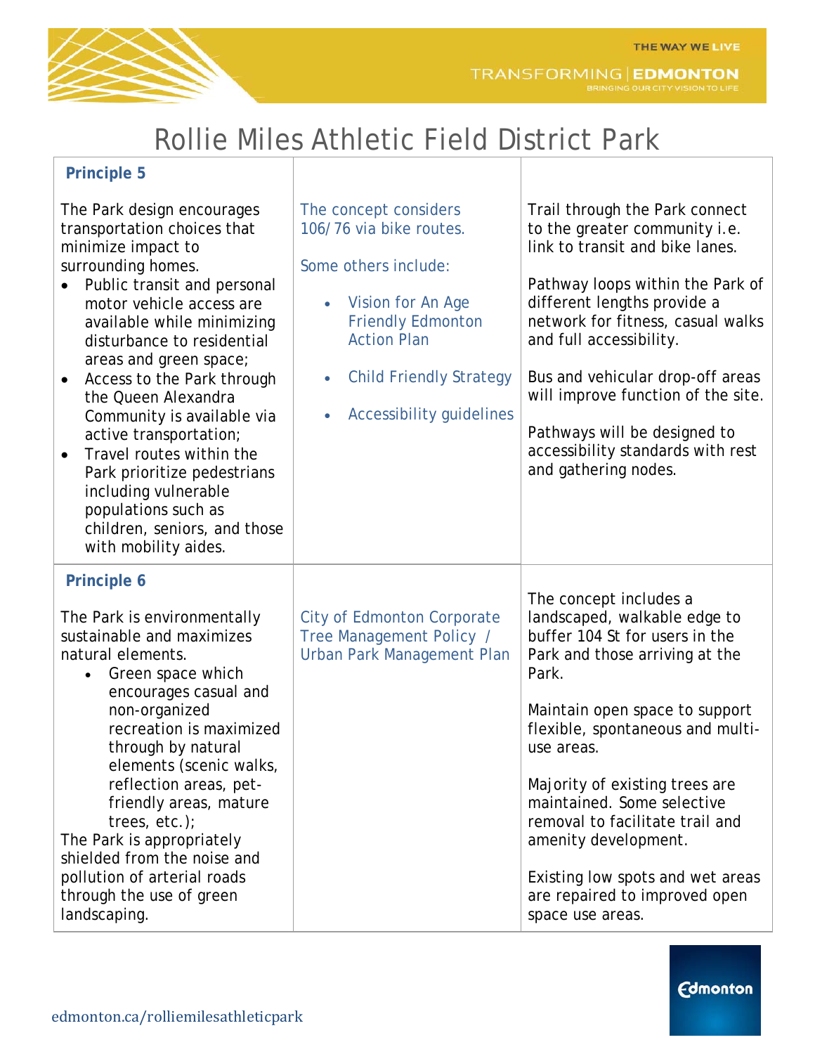# Rollie Miles Athletic Field District Park

| | | |
|---|---|---|
| **Principle 5**<br><br>The Park design encourages transportation choices that minimize impact to surrounding homes.<br>• Public transit and personal motor vehicle access are available while minimizing disturbance to residential areas and green space;<br>• Access to the Park through the Queen Alexandra Community is available via active transportation;<br>• Travel routes within the Park prioritize pedestrians including vulnerable populations such as children, seniors, and those with mobility aides. | The concept considers 106/76 via bike routes.<br><br>Some others include:<br>• Vision for An Age Friendly Edmonton Action Plan<br>• Child Friendly Strategy<br>• Accessibility guidelines | Trail through the Park connect to the greater community i.e. link to transit and bike lanes.<br><br>Pathway loops within the Park of different lengths provide a network for fitness, casual walks and full accessibility.<br><br>Bus and vehicular drop-off areas will improve function of the site.<br><br>Pathways will be designed to accessibility standards with rest and gathering nodes. |
| **Principle 6**<br><br>The Park is environmentally sustainable and maximizes natural elements.<br>• Green space which encourages casual and non-organized recreation is maximized through by natural elements (scenic walks, reflection areas, pet-friendly areas, mature trees, etc.);<br>The Park is appropriately shielded from the noise and pollution of arterial roads through the use of green landscaping. | City of Edmonton Corporate Tree Management Policy / Urban Park Management Plan | The concept includes a landscaped, walkable edge to buffer 104 St for users in the Park and those arriving at the Park.<br><br>Maintain open space to support flexible, spontaneous and multi-use areas.<br><br>Majority of existing trees are maintained. Some selective removal to facilitate trail and amenity development.<br><br>Existing low spots and wet areas are repaired to improved open space use areas. |

edmonton.ca/rolliemilesathleticpark